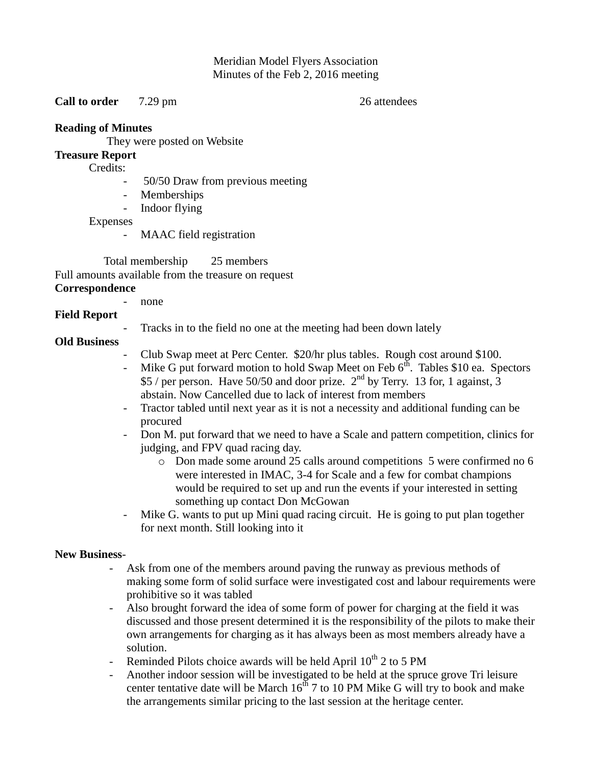Meridian Model Flyers Association
Minutes of the Feb 2, 2016 meeting

**Call to order** 7.29 pm 26 attendees

**Reading of Minutes**

They were posted on Website

**Treasure Report**

Credits:

- 50/50 Draw from previous meeting
- Memberships
- Indoor flying

Expenses

- MAAC field registration

Total membership 25 members

Full amounts available from the treasure on request

**Correspondence**

- none

**Field Report**

- Tracks in to the field no one at the meeting had been down lately

**Old Business**

- Club Swap meet at Perc Center. $20/hr plus tables. Rough cost around $100.
- Mike G put forward motion to hold Swap Meet on Feb 6th. Tables $10 ea. Spectors $5 / per person. Have 50/50 and door prize. 2nd by Terry. 13 for, 1 against, 3 abstain. Now Cancelled due to lack of interest from members
- Tractor tabled until next year as it is not a necessity and additional funding can be procured
- Don M. put forward that we need to have a Scale and pattern competition, clinics for judging, and FPV quad racing day.
  - Don made some around 25 calls around competitions 5 were confirmed no 6 were interested in IMAC, 3-4 for Scale and a few for combat champions would be required to set up and run the events if your interested in setting something up contact Don McGowan
- Mike G. wants to put up Mini quad racing circuit. He is going to put plan together for next month. Still looking into it

**New Business**-

- Ask from one of the members around paving the runway as previous methods of making some form of solid surface were investigated cost and labour requirements were prohibitive so it was tabled
- Also brought forward the idea of some form of power for charging at the field it was discussed and those present determined it is the responsibility of the pilots to make their own arrangements for charging as it has always been as most members already have a solution.
- Reminded Pilots choice awards will be held April 10th 2 to 5 PM
- Another indoor session will be investigated to be held at the spruce grove Tri leisure center tentative date will be March 16th 7 to 10 PM Mike G will try to book and make the arrangements similar pricing to the last session at the heritage center.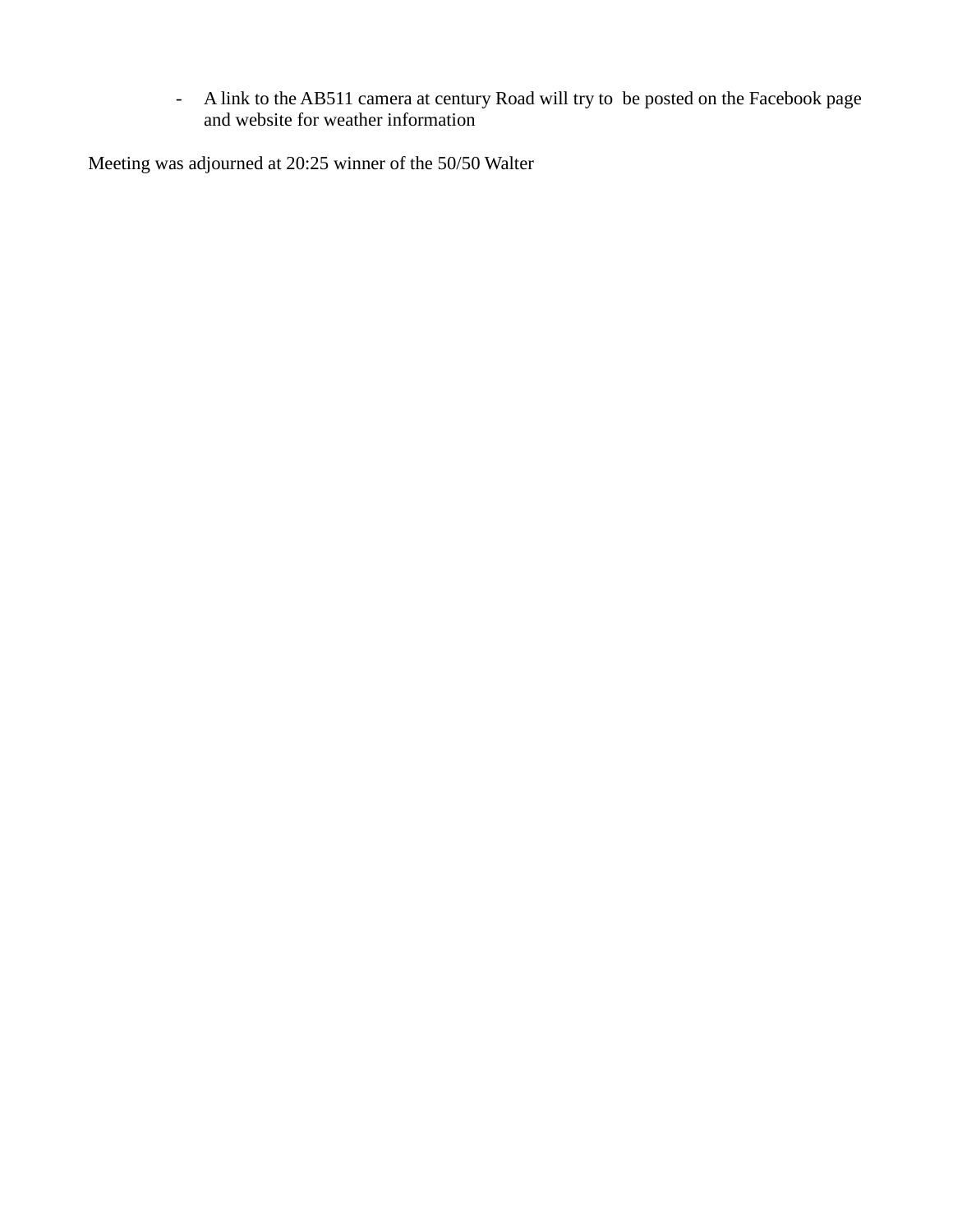- A link to the AB511 camera at century Road will try to  be posted on the Facebook page and website for weather information

Meeting was adjourned at 20:25 winner of the 50/50 Walter